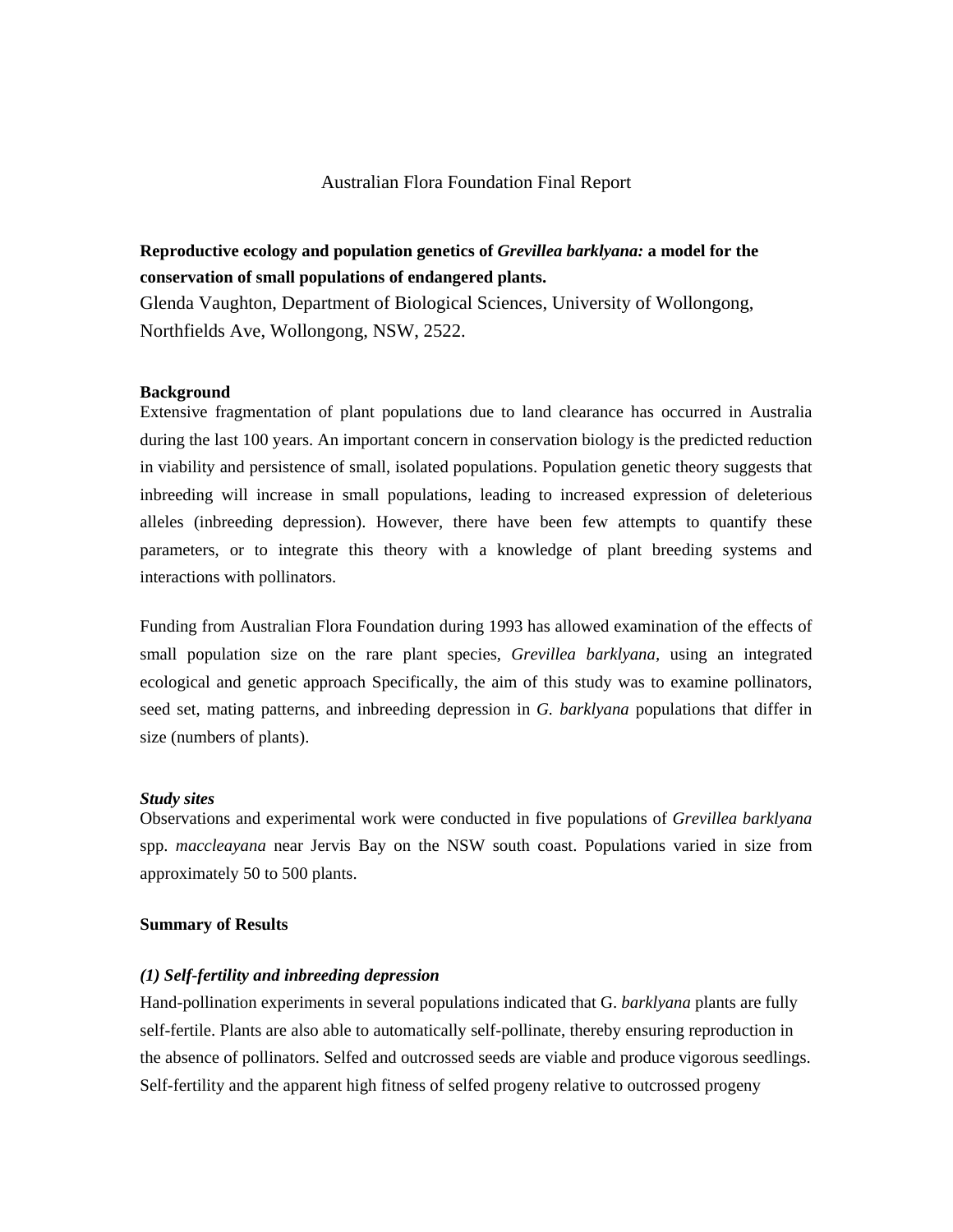Australian Flora Foundation Final Report

**Reproductive ecology and population genetics of *Grevillea barklyana:* a model for the conservation of small populations of endangered plants.**

Glenda Vaughton, Department of Biological Sciences, University of Wollongong, Northfields Ave, Wollongong, NSW, 2522.

**Background**

Extensive fragmentation of plant populations due to land clearance has occurred in Australia during the last 100 years. An important concern in conservation biology is the predicted reduction in viability and persistence of small, isolated populations. Population genetic theory suggests that inbreeding will increase in small populations, leading to increased expression of deleterious alleles (inbreeding depression). However, there have been few attempts to quantify these parameters, or to integrate this theory with a knowledge of plant breeding systems and interactions with pollinators.

Funding from Australian Flora Foundation during 1993 has allowed examination of the effects of small population size on the rare plant species, *Grevillea barklyana,* using an integrated ecological and genetic approach Specifically, the aim of this study was to examine pollinators, seed set, mating patterns, and inbreeding depression in *G. barklyana* populations that differ in size (numbers of plants).

***Study sites***

Observations and experimental work were conducted in five populations of *Grevillea barklyana* spp. *maccleayana* near Jervis Bay on the NSW south coast. Populations varied in size from approximately 50 to 500 plants.

**Summary of Results**

***(1) Self-fertility and inbreeding depression***

Hand-pollination experiments in several populations indicated that G. *barklyana* plants are fully self-fertile. Plants are also able to automatically self-pollinate, thereby ensuring reproduction in the absence of pollinators. Selfed and outcrossed seeds are viable and produce vigorous seedlings. Self-fertility and the apparent high fitness of selfed progeny relative to outcrossed progeny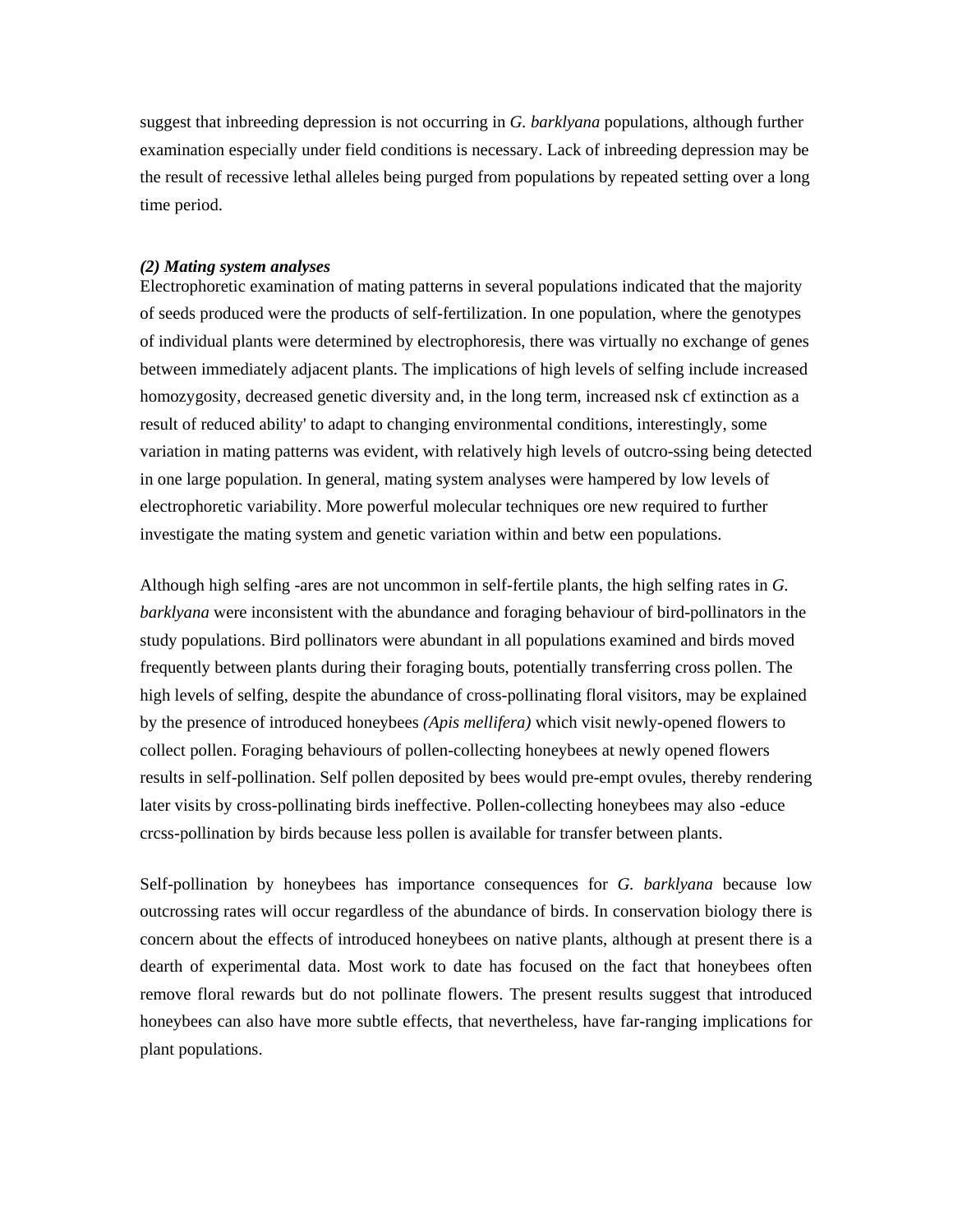suggest that inbreeding depression is not occurring in *G. barklyana* populations, although further examination especially under field conditions is necessary. Lack of inbreeding depression may be the result of recessive lethal alleles being purged from populations by repeated setting over a long time period.

***(2) Mating system analyses***

Electrophoretic examination of mating patterns in several populations indicated that the majority of seeds produced were the products of self-fertilization. In one population, where the genotypes of individual plants were determined by electrophoresis, there was virtually no exchange of genes between immediately adjacent plants. The implications of high levels of selfing include increased homozygosity, decreased genetic diversity and, in the long term, increased nsk cf extinction as a result of reduced ability' to adapt to changing environmental conditions, interestingly, some variation in mating patterns was evident, with relatively high levels of outcro-ssing being detected in one large population. In general, mating system analyses were hampered by low levels of electrophoretic variability. More powerful molecular techniques ore new required to further investigate the mating system and genetic variation within and betw een populations.

Although high selfing -ares are not uncommon in self-fertile plants, the high selfing rates in *G. barklyana* were inconsistent with the abundance and foraging behaviour of bird-pollinators in the study populations. Bird pollinators were abundant in all populations examined and birds moved frequently between plants during their foraging bouts, potentially transferring cross pollen. The high levels of selfing, despite the abundance of cross-pollinating floral visitors, may be explained by the presence of introduced honeybees *(Apis mellifera)* which visit newly-opened flowers to collect pollen. Foraging behaviours of pollen-collecting honeybees at newly opened flowers results in self-pollination. Self pollen deposited by bees would pre-empt ovules, thereby rendering later visits by cross-pollinating birds ineffective. Pollen-collecting honeybees may also -educe crcss-pollination by birds because less pollen is available for transfer between plants.

Self-pollination by honeybees has importance consequences for *G. barklyana* because low outcrossing rates will occur regardless of the abundance of birds. In conservation biology there is concern about the effects of introduced honeybees on native plants, although at present there is a dearth of experimental data. Most work to date has focused on the fact that honeybees often remove floral rewards but do not pollinate flowers. The present results suggest that introduced honeybees can also have more subtle effects, that nevertheless, have far-ranging implications for plant populations.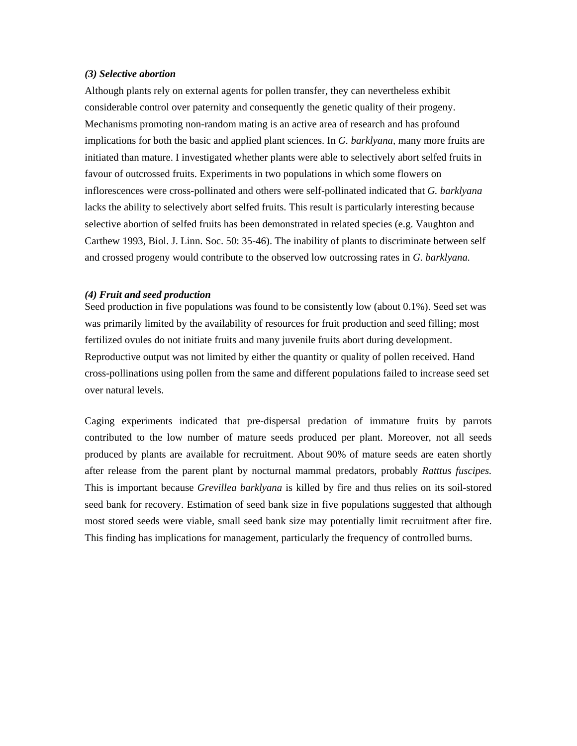***(3) Selective abortion***

Although plants rely on external agents for pollen transfer, they can nevertheless exhibit considerable control over paternity and consequently the genetic quality of their progeny. Mechanisms promoting non-random mating is an active area of research and has profound implications for both the basic and applied plant sciences. In *G. barklyana*, many more fruits are initiated than mature. I investigated whether plants were able to selectively abort selfed fruits in favour of outcrossed fruits. Experiments in two populations in which some flowers on inflorescences were cross-pollinated and others were self-pollinated indicated that *G. barklyana* lacks the ability to selectively abort selfed fruits. This result is particularly interesting because selective abortion of selfed fruits has been demonstrated in related species (e.g. Vaughton and Carthew 1993, Biol. J. Linn. Soc. 50: 35-46). The inability of plants to discriminate between self and crossed progeny would contribute to the observed low outcrossing rates in *G. barklyana.*

***(4) Fruit and seed production***

Seed production in five populations was found to be consistently low (about 0.1%). Seed set was was primarily limited by the availability of resources for fruit production and seed filling; most fertilized ovules do not initiate fruits and many juvenile fruits abort during development. Reproductive output was not limited by either the quantity or quality of pollen received. Hand cross-pollinations using pollen from the same and different populations failed to increase seed set over natural levels.

Caging experiments indicated that pre-dispersal predation of immature fruits by parrots contributed to the low number of mature seeds produced per plant. Moreover, not all seeds produced by plants are available for recruitment. About 90% of mature seeds are eaten shortly after release from the parent plant by nocturnal mammal predators, probably *Ratttus fuscipes.* This is important because *Grevillea barklyana* is killed by fire and thus relies on its soil-stored seed bank for recovery. Estimation of seed bank size in five populations suggested that although most stored seeds were viable, small seed bank size may potentially limit recruitment after fire. This finding has implications for management, particularly the frequency of controlled burns.